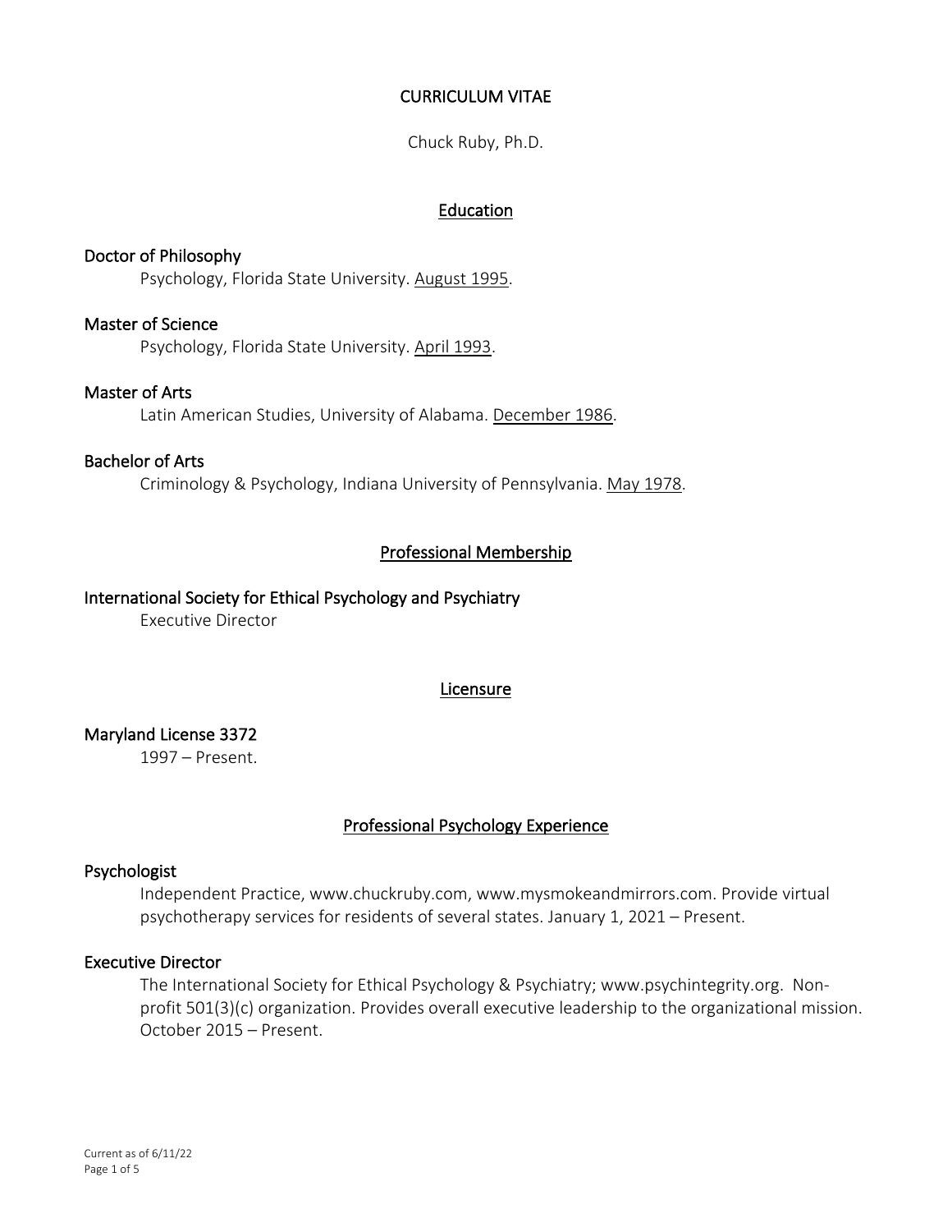# CURRICULUM VITAE

Chuck Ruby, Ph.D.

## Education

### Doctor of Philosophy

Psychology, Florida State University. August 1995.

### Master of Science

Psychology, Florida State University. April 1993.

### Master of Arts

Latin American Studies, University of Alabama. December 1986.

### Bachelor of Arts

Criminology & Psychology, Indiana University of Pennsylvania. May 1978.

## Professional Membership

### International Society for Ethical Psychology and Psychiatry

Executive Director

## Licensure

### Maryland License 3372

1997 – Present.

## Professional Psychology Experience

### Psychologist

Independent Practice, www.chuckruby.com, www.mysmokeandmirrors.com. Provide virtual psychotherapy services for residents of several states. January 1, 2021 – Present.

### Executive Director

The International Society for Ethical Psychology & Psychiatry; www.psychintegrity.org. Non-profit 501(3)(c) organization. Provides overall executive leadership to the organizational mission. October 2015 – Present.

Current as of 6/11/22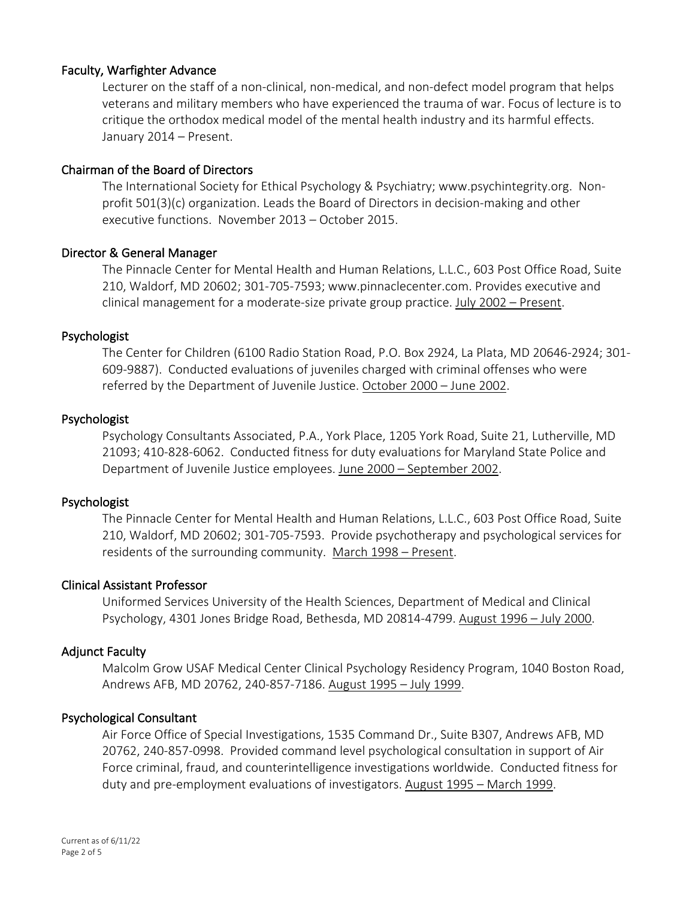### Faculty, Warfighter Advance

Lecturer on the staff of a non-clinical, non-medical, and non-defect model program that helps veterans and military members who have experienced the trauma of war. Focus of lecture is to critique the orthodox medical model of the mental health industry and its harmful effects. January 2014 – Present.

### Chairman of the Board of Directors

The International Society for Ethical Psychology & Psychiatry; www.psychintegrity.org. Non-profit 501(3)(c) organization. Leads the Board of Directors in decision-making and other executive functions. November 2013 – October 2015.

### Director & General Manager

The Pinnacle Center for Mental Health and Human Relations, L.L.C., 603 Post Office Road, Suite 210, Waldorf, MD 20602; 301-705-7593; www.pinnaclecenter.com. Provides executive and clinical management for a moderate-size private group practice. July 2002 – Present.

### Psychologist

The Center for Children (6100 Radio Station Road, P.O. Box 2924, La Plata, MD 20646-2924; 301-609-9887). Conducted evaluations of juveniles charged with criminal offenses who were referred by the Department of Juvenile Justice. October 2000 – June 2002.

### Psychologist

Psychology Consultants Associated, P.A., York Place, 1205 York Road, Suite 21, Lutherville, MD 21093; 410-828-6062. Conducted fitness for duty evaluations for Maryland State Police and Department of Juvenile Justice employees. June 2000 – September 2002.

### Psychologist

The Pinnacle Center for Mental Health and Human Relations, L.L.C., 603 Post Office Road, Suite 210, Waldorf, MD 20602; 301-705-7593. Provide psychotherapy and psychological services for residents of the surrounding community. March 1998 – Present.

### Clinical Assistant Professor

Uniformed Services University of the Health Sciences, Department of Medical and Clinical Psychology, 4301 Jones Bridge Road, Bethesda, MD 20814-4799. August 1996 – July 2000.

### Adjunct Faculty

Malcolm Grow USAF Medical Center Clinical Psychology Residency Program, 1040 Boston Road, Andrews AFB, MD 20762, 240-857-7186. August 1995 – July 1999.

### Psychological Consultant

Air Force Office of Special Investigations, 1535 Command Dr., Suite B307, Andrews AFB, MD 20762, 240-857-0998. Provided command level psychological consultation in support of Air Force criminal, fraud, and counterintelligence investigations worldwide. Conducted fitness for duty and pre-employment evaluations of investigators. August 1995 – March 1999.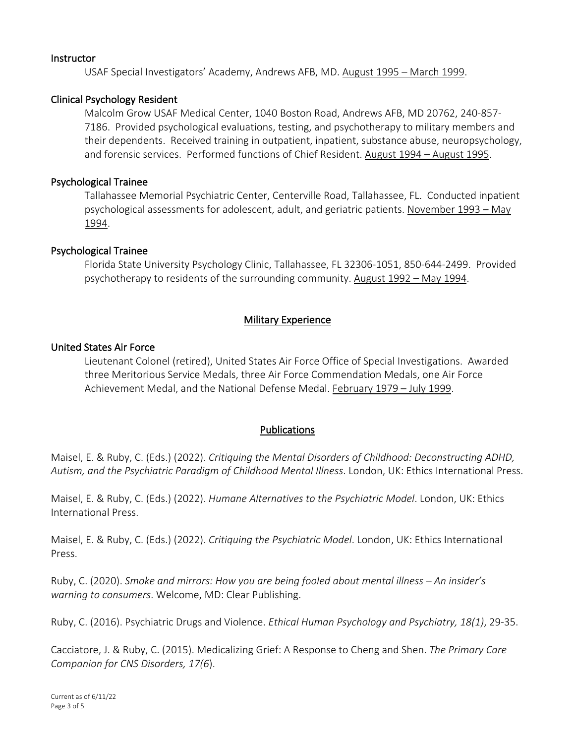### Instructor

USAF Special Investigators' Academy, Andrews AFB, MD. August 1995 – March 1999.

### Clinical Psychology Resident

Malcolm Grow USAF Medical Center, 1040 Boston Road, Andrews AFB, MD 20762, 240-857-7186. Provided psychological evaluations, testing, and psychotherapy to military members and their dependents. Received training in outpatient, inpatient, substance abuse, neuropsychology, and forensic services. Performed functions of Chief Resident. August 1994 – August 1995.

### Psychological Trainee

Tallahassee Memorial Psychiatric Center, Centerville Road, Tallahassee, FL. Conducted inpatient psychological assessments for adolescent, adult, and geriatric patients. November 1993 – May 1994.

### Psychological Trainee

Florida State University Psychology Clinic, Tallahassee, FL 32306-1051, 850-644-2499. Provided psychotherapy to residents of the surrounding community. August 1992 – May 1994.

## Military Experience

### United States Air Force

Lieutenant Colonel (retired), United States Air Force Office of Special Investigations. Awarded three Meritorious Service Medals, three Air Force Commendation Medals, one Air Force Achievement Medal, and the National Defense Medal. February 1979 – July 1999.

## Publications

Maisel, E. & Ruby, C. (Eds.) (2022). *Critiquing the Mental Disorders of Childhood: Deconstructing ADHD, Autism, and the Psychiatric Paradigm of Childhood Mental Illness*. London, UK: Ethics International Press.

Maisel, E. & Ruby, C. (Eds.) (2022). *Humane Alternatives to the Psychiatric Model*. London, UK: Ethics International Press.

Maisel, E. & Ruby, C. (Eds.) (2022). *Critiquing the Psychiatric Model*. London, UK: Ethics International Press.

Ruby, C. (2020). *Smoke and mirrors: How you are being fooled about mental illness – An insider's warning to consumers*. Welcome, MD: Clear Publishing.

Ruby, C. (2016). Psychiatric Drugs and Violence. *Ethical Human Psychology and Psychiatry, 18(1)*, 29-35.

Cacciatore, J. & Ruby, C. (2015). Medicalizing Grief: A Response to Cheng and Shen. *The Primary Care Companion for CNS Disorders, 17(6*).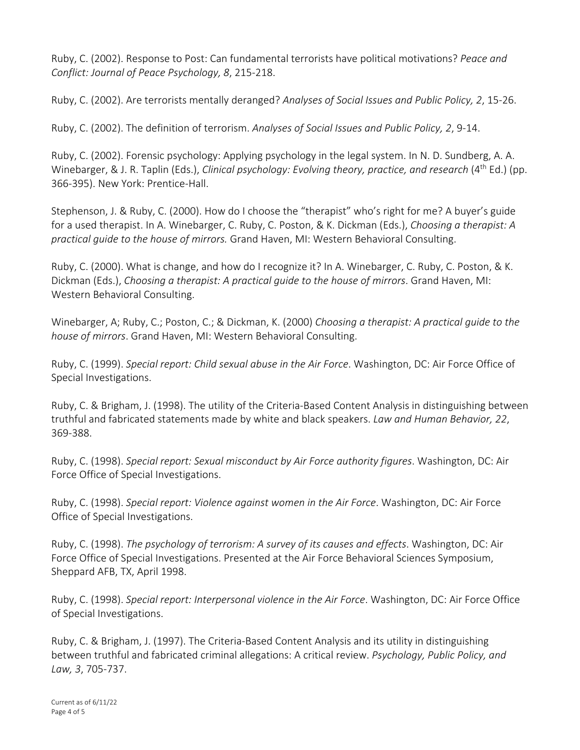Ruby, C. (2002). Response to Post: Can fundamental terrorists have political motivations? *Peace and Conflict: Journal of Peace Psychology, 8*, 215-218.

Ruby, C. (2002). Are terrorists mentally deranged? *Analyses of Social Issues and Public Policy, 2*, 15-26.

Ruby, C. (2002). The definition of terrorism. *Analyses of Social Issues and Public Policy, 2*, 9-14.

Ruby, C. (2002). Forensic psychology: Applying psychology in the legal system. In N. D. Sundberg, A. A. Winebarger, & J. R. Taplin (Eds.), *Clinical psychology: Evolving theory, practice, and research* (4th Ed.) (pp. 366-395). New York: Prentice-Hall.

Stephenson, J. & Ruby, C. (2000). How do I choose the "therapist" who's right for me? A buyer's guide for a used therapist. In A. Winebarger, C. Ruby, C. Poston, & K. Dickman (Eds.), *Choosing a therapist: A practical guide to the house of mirrors.* Grand Haven, MI: Western Behavioral Consulting.

Ruby, C. (2000). What is change, and how do I recognize it? In A. Winebarger, C. Ruby, C. Poston, & K. Dickman (Eds.), *Choosing a therapist: A practical guide to the house of mirrors*. Grand Haven, MI: Western Behavioral Consulting.

Winebarger, A; Ruby, C.; Poston, C.; & Dickman, K. (2000) *Choosing a therapist: A practical guide to the house of mirrors*. Grand Haven, MI: Western Behavioral Consulting.

Ruby, C. (1999). *Special report: Child sexual abuse in the Air Force*. Washington, DC: Air Force Office of Special Investigations.

Ruby, C. & Brigham, J. (1998). The utility of the Criteria-Based Content Analysis in distinguishing between truthful and fabricated statements made by white and black speakers. *Law and Human Behavior, 22*, 369-388.

Ruby, C. (1998). *Special report: Sexual misconduct by Air Force authority figures*. Washington, DC: Air Force Office of Special Investigations.

Ruby, C. (1998). *Special report: Violence against women in the Air Force*. Washington, DC: Air Force Office of Special Investigations.

Ruby, C. (1998). *The psychology of terrorism: A survey of its causes and effects*. Washington, DC: Air Force Office of Special Investigations. Presented at the Air Force Behavioral Sciences Symposium, Sheppard AFB, TX, April 1998.

Ruby, C. (1998). *Special report: Interpersonal violence in the Air Force*. Washington, DC: Air Force Office of Special Investigations.

Ruby, C. & Brigham, J. (1997). The Criteria-Based Content Analysis and its utility in distinguishing between truthful and fabricated criminal allegations: A critical review. *Psychology, Public Policy, and Law, 3*, 705-737.

Current as of 6/11/22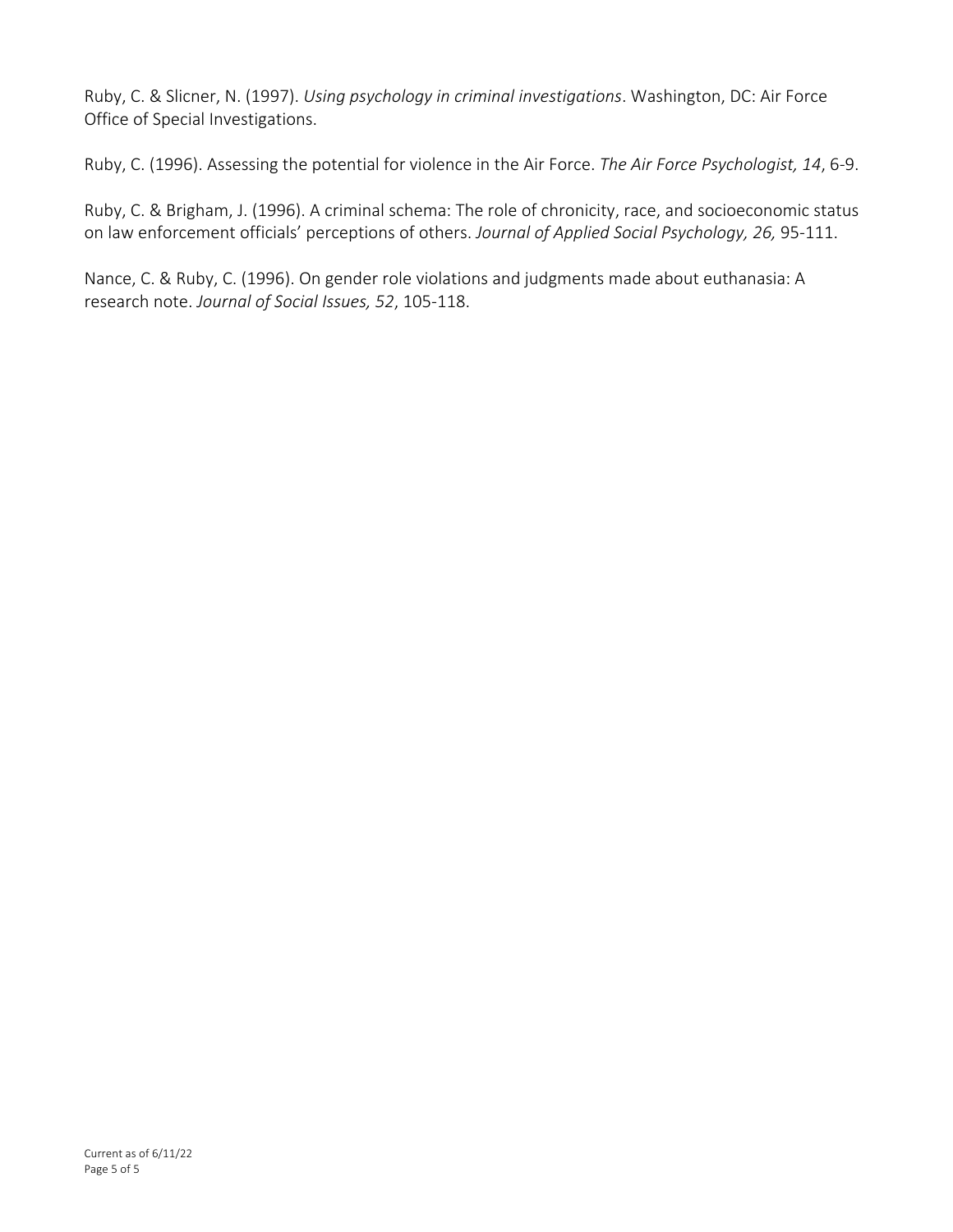Ruby, C. & Slicner, N. (1997). *Using psychology in criminal investigations*. Washington, DC: Air Force Office of Special Investigations.

Ruby, C. (1996). Assessing the potential for violence in the Air Force. *The Air Force Psychologist, 14*, 6-9.

Ruby, C. & Brigham, J. (1996). A criminal schema: The role of chronicity, race, and socioeconomic status on law enforcement officials' perceptions of others. *Journal of Applied Social Psychology, 26,* 95-111.

Nance, C. & Ruby, C. (1996). On gender role violations and judgments made about euthanasia: A research note. *Journal of Social Issues, 52*, 105-118.

Current as of 6/11/22